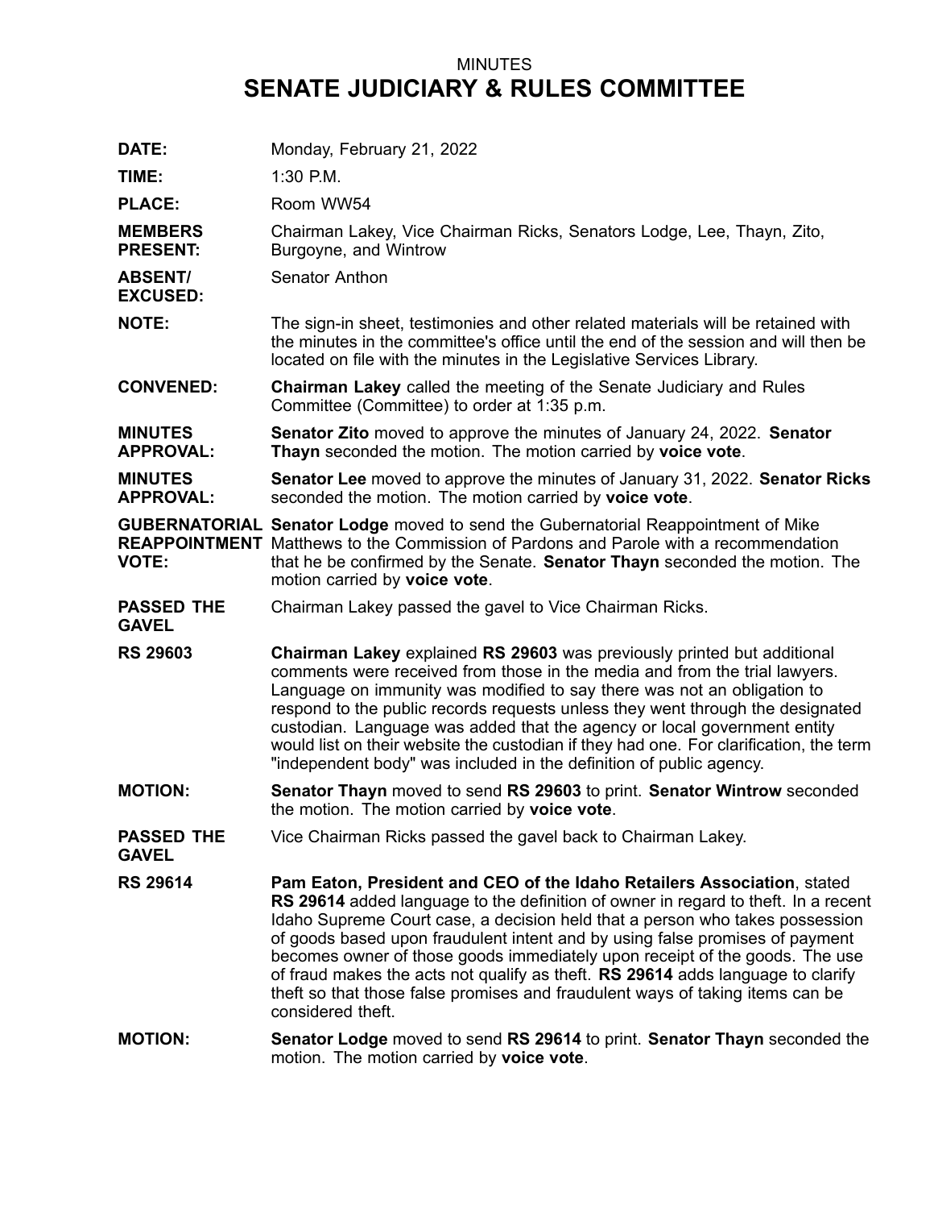MINUTES

# SENATE JUDICIARY & RULES COMMITTEE

**DATE:** Monday, February 21, 2022

**TIME:** 1:30 P.M.

**PLACE:** Room WW54

**MEMBERS PRESENT:** Chairman Lakey, Vice Chairman Ricks, Senators Lodge, Lee, Thayn, Zito, Burgoyne, and Wintrow

**ABSENT/ EXCUSED:** Senator Anthon

**NOTE:** The sign-in sheet, testimonies and other related materials will be retained with the minutes in the committee's office until the end of the session and will then be located on file with the minutes in the Legislative Services Library.

**CONVENED:** **Chairman Lakey** called the meeting of the Senate Judiciary and Rules Committee (Committee) to order at 1:35 p.m.

**MINUTES APPROVAL:** **Senator Zito** moved to approve the minutes of January 24, 2022. **Senator Thayn** seconded the motion. The motion carried by **voice vote**.

**MINUTES APPROVAL:** **Senator Lee** moved to approve the minutes of January 31, 2022. **Senator Ricks** seconded the motion. The motion carried by **voice vote**.

**GUBERNATORIAL REAPPOINTMENT VOTE:** **Senator Lodge** moved to send the Gubernatorial Reappointment of Mike Matthews to the Commission of Pardons and Parole with a recommendation that he be confirmed by the Senate. **Senator Thayn** seconded the motion. The motion carried by **voice vote**.

**PASSED THE GAVEL** Chairman Lakey passed the gavel to Vice Chairman Ricks.

**RS 29603** **Chairman Lakey** explained **RS 29603** was previously printed but additional comments were received from those in the media and from the trial lawyers. Language on immunity was modified to say there was not an obligation to respond to the public records requests unless they went through the designated custodian. Language was added that the agency or local government entity would list on their website the custodian if they had one. For clarification, the term "independent body" was included in the definition of public agency.

**MOTION:** **Senator Thayn** moved to send **RS 29603** to print. **Senator Wintrow** seconded the motion. The motion carried by **voice vote**.

**PASSED THE GAVEL** Vice Chairman Ricks passed the gavel back to Chairman Lakey.

**RS 29614** **Pam Eaton, President and CEO of the Idaho Retailers Association**, stated **RS 29614** added language to the definition of owner in regard to theft. In a recent Idaho Supreme Court case, a decision held that a person who takes possession of goods based upon fraudulent intent and by using false promises of payment becomes owner of those goods immediately upon receipt of the goods. The use of fraud makes the acts not qualify as theft. **RS 29614** adds language to clarify theft so that those false promises and fraudulent ways of taking items can be considered theft.

**MOTION:** **Senator Lodge** moved to send **RS 29614** to print. **Senator Thayn** seconded the motion. The motion carried by **voice vote**.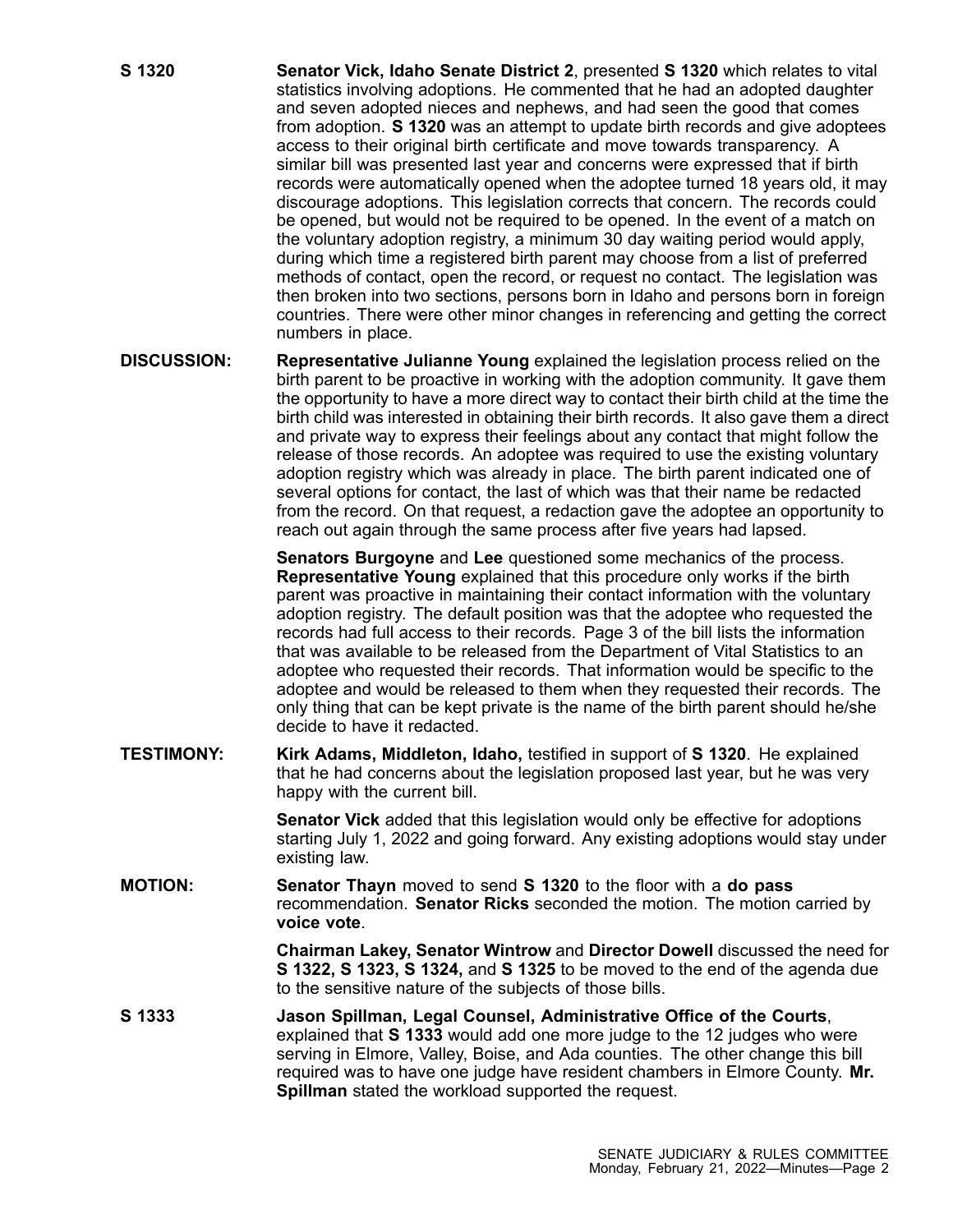**S 1320** **Senator Vick, Idaho Senate District 2**, presented **S 1320** which relates to vital statistics involving adoptions. He commented that he had an adopted daughter and seven adopted nieces and nephews, and had seen the good that comes from adoption. **S 1320** was an attempt to update birth records and give adoptees access to their original birth certificate and move towards transparency. A similar bill was presented last year and concerns were expressed that if birth records were automatically opened when the adoptee turned 18 years old, it may discourage adoptions. This legislation corrects that concern. The records could be opened, but would not be required to be opened. In the event of a match on the voluntary adoption registry, a minimum 30 day waiting period would apply, during which time a registered birth parent may choose from a list of preferred methods of contact, open the record, or request no contact. The legislation was then broken into two sections, persons born in Idaho and persons born in foreign countries. There were other minor changes in referencing and getting the correct numbers in place.

**DISCUSSION:** **Representative Julianne Young** explained the legislation process relied on the birth parent to be proactive in working with the adoption community. It gave them the opportunity to have a more direct way to contact their birth child at the time the birth child was interested in obtaining their birth records. It also gave them a direct and private way to express their feelings about any contact that might follow the release of those records. An adoptee was required to use the existing voluntary adoption registry which was already in place. The birth parent indicated one of several options for contact, the last of which was that their name be redacted from the record. On that request, a redaction gave the adoptee an opportunity to reach out again through the same process after five years had lapsed.

**Senators Burgoyne** and **Lee** questioned some mechanics of the process. **Representative Young** explained that this procedure only works if the birth parent was proactive in maintaining their contact information with the voluntary adoption registry. The default position was that the adoptee who requested the records had full access to their records. Page 3 of the bill lists the information that was available to be released from the Department of Vital Statistics to an adoptee who requested their records. That information would be specific to the adoptee and would be released to them when they requested their records. The only thing that can be kept private is the name of the birth parent should he/she decide to have it redacted.

**TESTIMONY:** **Kirk Adams, Middleton, Idaho,** testified in support of **S 1320**. He explained that he had concerns about the legislation proposed last year, but he was very happy with the current bill.

**Senator Vick** added that this legislation would only be effective for adoptions starting July 1, 2022 and going forward. Any existing adoptions would stay under existing law.

**MOTION:** **Senator Thayn** moved to send **S 1320** to the floor with a **do pass** recommendation. **Senator Ricks** seconded the motion. The motion carried by **voice vote**.

**Chairman Lakey, Senator Wintrow** and **Director Dowell** discussed the need for **S 1322, S 1323, S 1324,** and **S 1325** to be moved to the end of the agenda due to the sensitive nature of the subjects of those bills.

**S 1333** **Jason Spillman, Legal Counsel, Administrative Office of the Courts**, explained that **S 1333** would add one more judge to the 12 judges who were serving in Elmore, Valley, Boise, and Ada counties. The other change this bill required was to have one judge have resident chambers in Elmore County. **Mr. Spillman** stated the workload supported the request.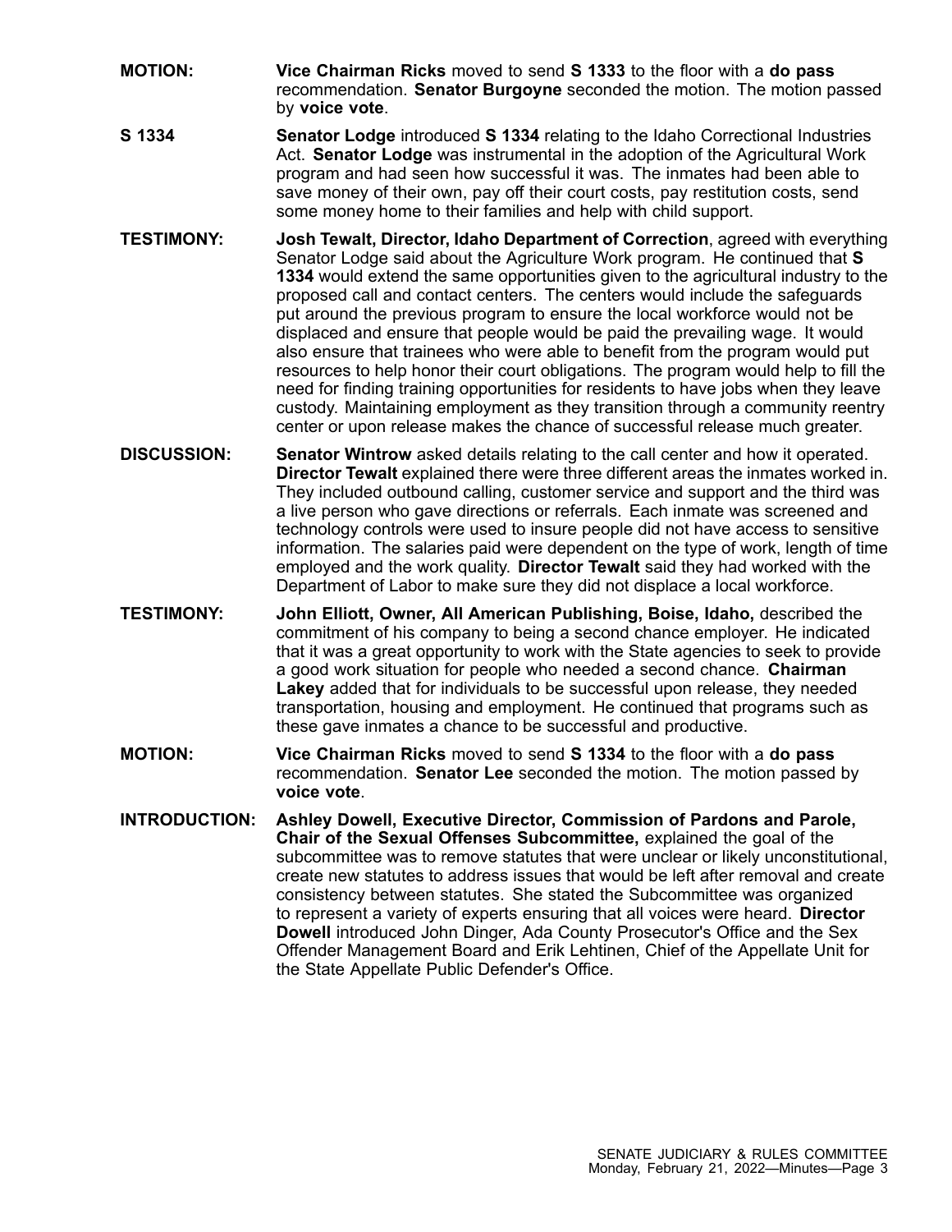**MOTION:** **Vice Chairman Ricks** moved to send **S 1333** to the floor with a **do pass** recommendation. **Senator Burgoyne** seconded the motion. The motion passed by **voice vote**.

**S 1334** **Senator Lodge** introduced **S 1334** relating to the Idaho Correctional Industries Act. **Senator Lodge** was instrumental in the adoption of the Agricultural Work program and had seen how successful it was. The inmates had been able to save money of their own, pay off their court costs, pay restitution costs, send some money home to their families and help with child support.

**TESTIMONY:** **Josh Tewalt, Director, Idaho Department of Correction**, agreed with everything Senator Lodge said about the Agriculture Work program. He continued that **S 1334** would extend the same opportunities given to the agricultural industry to the proposed call and contact centers. The centers would include the safeguards put around the previous program to ensure the local workforce would not be displaced and ensure that people would be paid the prevailing wage. It would also ensure that trainees who were able to benefit from the program would put resources to help honor their court obligations. The program would help to fill the need for finding training opportunities for residents to have jobs when they leave custody. Maintaining employment as they transition through a community reentry center or upon release makes the chance of successful release much greater.

**DISCUSSION:** **Senator Wintrow** asked details relating to the call center and how it operated. **Director Tewalt** explained there were three different areas the inmates worked in. They included outbound calling, customer service and support and the third was a live person who gave directions or referrals. Each inmate was screened and technology controls were used to insure people did not have access to sensitive information. The salaries paid were dependent on the type of work, length of time employed and the work quality. **Director Tewalt** said they had worked with the Department of Labor to make sure they did not displace a local workforce.

**TESTIMONY:** **John Elliott, Owner, All American Publishing, Boise, Idaho,** described the commitment of his company to being a second chance employer. He indicated that it was a great opportunity to work with the State agencies to seek to provide a good work situation for people who needed a second chance. **Chairman Lakey** added that for individuals to be successful upon release, they needed transportation, housing and employment. He continued that programs such as these gave inmates a chance to be successful and productive.

**MOTION:** **Vice Chairman Ricks** moved to send **S 1334** to the floor with a **do pass** recommendation. **Senator Lee** seconded the motion. The motion passed by **voice vote**.

**INTRODUCTION:** **Ashley Dowell, Executive Director, Commission of Pardons and Parole, Chair of the Sexual Offenses Subcommittee,** explained the goal of the subcommittee was to remove statutes that were unclear or likely unconstitutional, create new statutes to address issues that would be left after removal and create consistency between statutes. She stated the Subcommittee was organized to represent a variety of experts ensuring that all voices were heard. **Director Dowell** introduced John Dinger, Ada County Prosecutor's Office and the Sex Offender Management Board and Erik Lehtinen, Chief of the Appellate Unit for the State Appellate Public Defender's Office.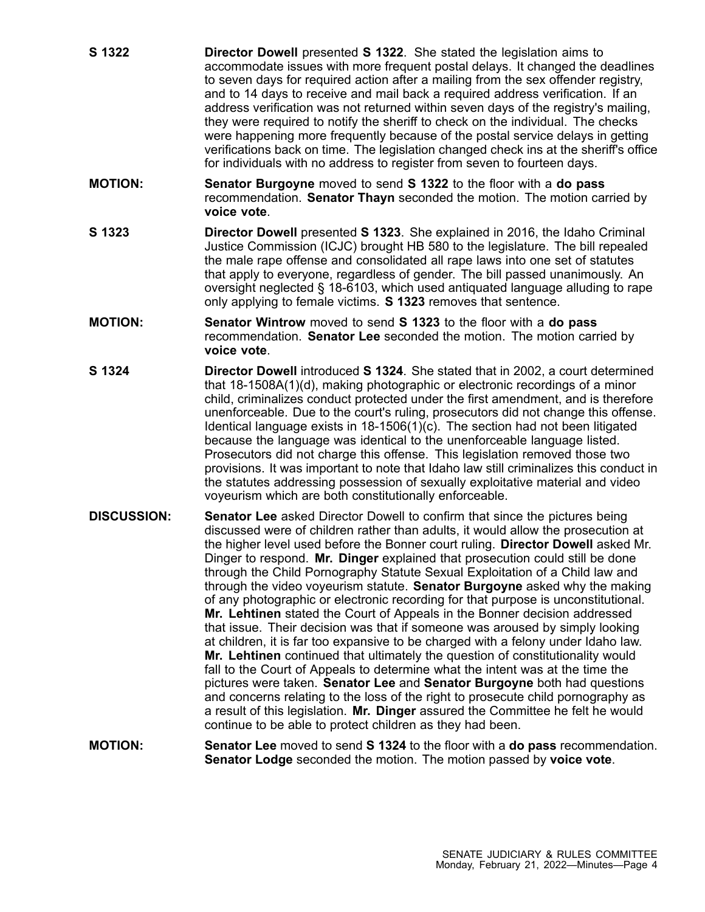**S 1322** **Director Dowell** presented **S 1322**. She stated the legislation aims to accommodate issues with more frequent postal delays. It changed the deadlines to seven days for required action after a mailing from the sex offender registry, and to 14 days to receive and mail back a required address verification. If an address verification was not returned within seven days of the registry's mailing, they were required to notify the sheriff to check on the individual. The checks were happening more frequently because of the postal service delays in getting verifications back on time. The legislation changed check ins at the sheriff's office for individuals with no address to register from seven to fourteen days.

**MOTION:** **Senator Burgoyne** moved to send **S 1322** to the floor with a **do pass** recommendation. **Senator Thayn** seconded the motion. The motion carried by **voice vote**.

**S 1323** **Director Dowell** presented **S 1323**. She explained in 2016, the Idaho Criminal Justice Commission (ICJC) brought HB 580 to the legislature. The bill repealed the male rape offense and consolidated all rape laws into one set of statutes that apply to everyone, regardless of gender. The bill passed unanimously. An oversight neglected § 18-6103, which used antiquated language alluding to rape only applying to female victims. **S 1323** removes that sentence.

**MOTION:** **Senator Wintrow** moved to send **S 1323** to the floor with a **do pass** recommendation. **Senator Lee** seconded the motion. The motion carried by **voice vote**.

**S 1324** **Director Dowell** introduced **S 1324**. She stated that in 2002, a court determined that 18-1508A(1)(d), making photographic or electronic recordings of a minor child, criminalizes conduct protected under the first amendment, and is therefore unenforceable. Due to the court's ruling, prosecutors did not change this offense. Identical language exists in 18-1506(1)(c). The section had not been litigated because the language was identical to the unenforceable language listed. Prosecutors did not charge this offense. This legislation removed those two provisions. It was important to note that Idaho law still criminalizes this conduct in the statutes addressing possession of sexually exploitative material and video voyeurism which are both constitutionally enforceable.

**DISCUSSION:** **Senator Lee** asked Director Dowell to confirm that since the pictures being discussed were of children rather than adults, it would allow the prosecution at the higher level used before the Bonner court ruling. **Director Dowell** asked Mr. Dinger to respond. **Mr. Dinger** explained that prosecution could still be done through the Child Pornography Statute Sexual Exploitation of a Child law and through the video voyeurism statute. **Senator Burgoyne** asked why the making of any photographic or electronic recording for that purpose is unconstitutional. **Mr. Lehtinen** stated the Court of Appeals in the Bonner decision addressed that issue. Their decision was that if someone was aroused by simply looking at children, it is far too expansive to be charged with a felony under Idaho law. **Mr. Lehtinen** continued that ultimately the question of constitutionality would fall to the Court of Appeals to determine what the intent was at the time the pictures were taken. **Senator Lee** and **Senator Burgoyne** both had questions and concerns relating to the loss of the right to prosecute child pornography as a result of this legislation. **Mr. Dinger** assured the Committee he felt he would continue to be able to protect children as they had been.

**MOTION:** **Senator Lee** moved to send **S 1324** to the floor with a **do pass** recommendation. **Senator Lodge** seconded the motion. The motion passed by **voice vote**.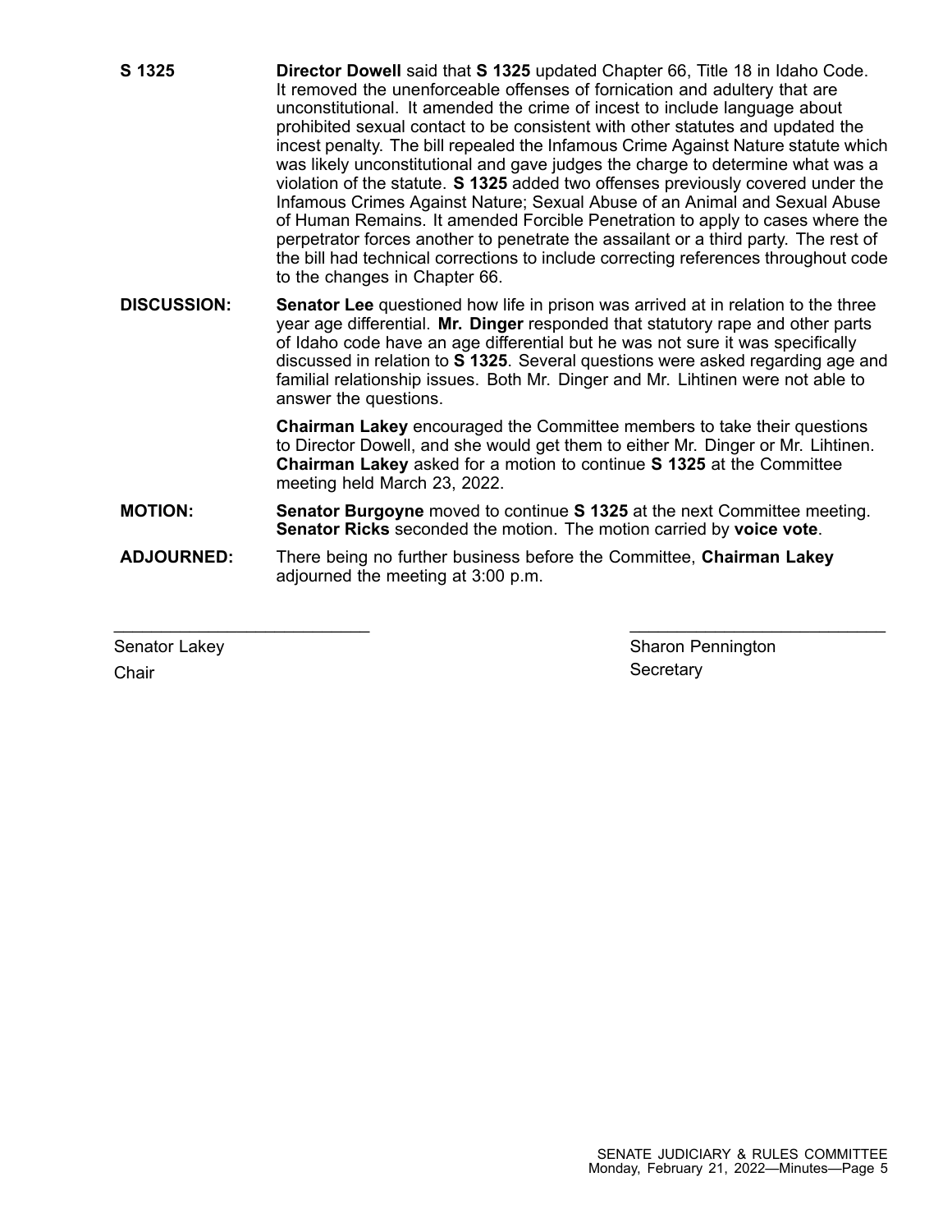**S 1325** **Director Dowell** said that **S 1325** updated Chapter 66, Title 18 in Idaho Code. It removed the unenforceable offenses of fornication and adultery that are unconstitutional. It amended the crime of incest to include language about prohibited sexual contact to be consistent with other statutes and updated the incest penalty. The bill repealed the Infamous Crime Against Nature statute which was likely unconstitutional and gave judges the charge to determine what was a violation of the statute. **S 1325** added two offenses previously covered under the Infamous Crimes Against Nature; Sexual Abuse of an Animal and Sexual Abuse of Human Remains. It amended Forcible Penetration to apply to cases where the perpetrator forces another to penetrate the assailant or a third party. The rest of the bill had technical corrections to include correcting references throughout code to the changes in Chapter 66.

**DISCUSSION:** **Senator Lee** questioned how life in prison was arrived at in relation to the three year age differential. **Mr. Dinger** responded that statutory rape and other parts of Idaho code have an age differential but he was not sure it was specifically discussed in relation to **S 1325**. Several questions were asked regarding age and familial relationship issues. Both Mr. Dinger and Mr. Lihtinen were not able to answer the questions.

**Chairman Lakey** encouraged the Committee members to take their questions to Director Dowell, and she would get them to either Mr. Dinger or Mr. Lihtinen. **Chairman Lakey** asked for a motion to continue **S 1325** at the Committee meeting held March 23, 2022.

**MOTION:** **Senator Burgoyne** moved to continue **S 1325** at the next Committee meeting. **Senator Ricks** seconded the motion. The motion carried by **voice vote**.

**ADJOURNED:** There being no further business before the Committee, **Chairman Lakey** adjourned the meeting at 3:00 p.m.

___________________________ ___________________________

Senator Lakey
Chair

Sharon Pennington
Secretary